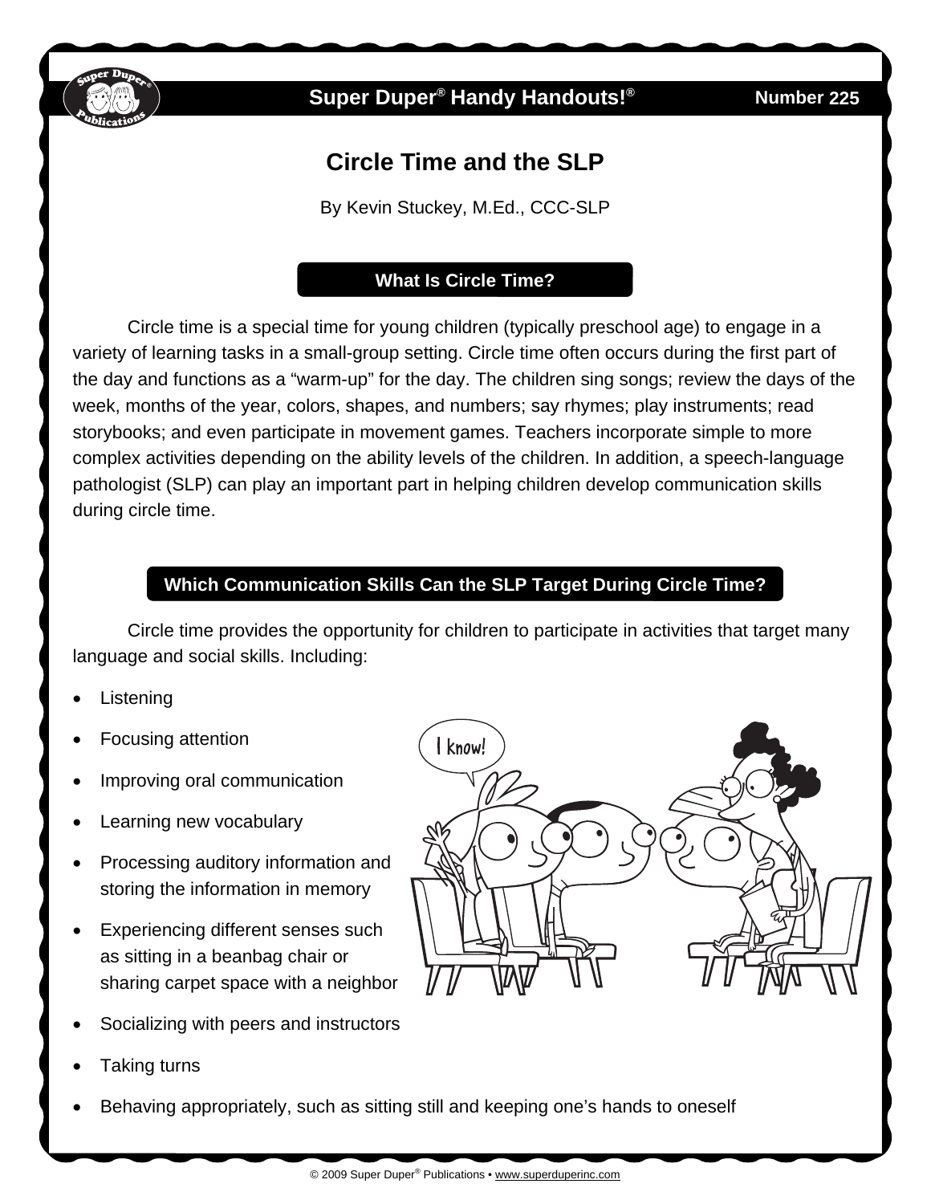Super Duper® Handy Handouts!® Number 225

# Circle Time and the SLP

By Kevin Stuckey, M.Ed., CCC-SLP

## What Is Circle Time?

Circle time is a special time for young children (typically preschool age) to engage in a variety of learning tasks in a small-group setting. Circle time often occurs during the first part of the day and functions as a "warm-up" for the day. The children sing songs; review the days of the week, months of the year, colors, shapes, and numbers; say rhymes; play instruments; read storybooks; and even participate in movement games. Teachers incorporate simple to more complex activities depending on the ability levels of the children. In addition, a speech-language pathologist (SLP) can play an important part in helping children develop communication skills during circle time.

## Which Communication Skills Can the SLP Target During Circle Time?

Circle time provides the opportunity for children to participate in activities that target many language and social skills. Including:

- Listening
- Focusing attention
- Improving oral communication
- Learning new vocabulary
- Processing auditory information and storing the information in memory
- Experiencing different senses such as sitting in a beanbag chair or sharing carpet space with a neighbor
- Socializing with peers and instructors
- Taking turns
- Behaving appropriately, such as sitting still and keeping one's hands to oneself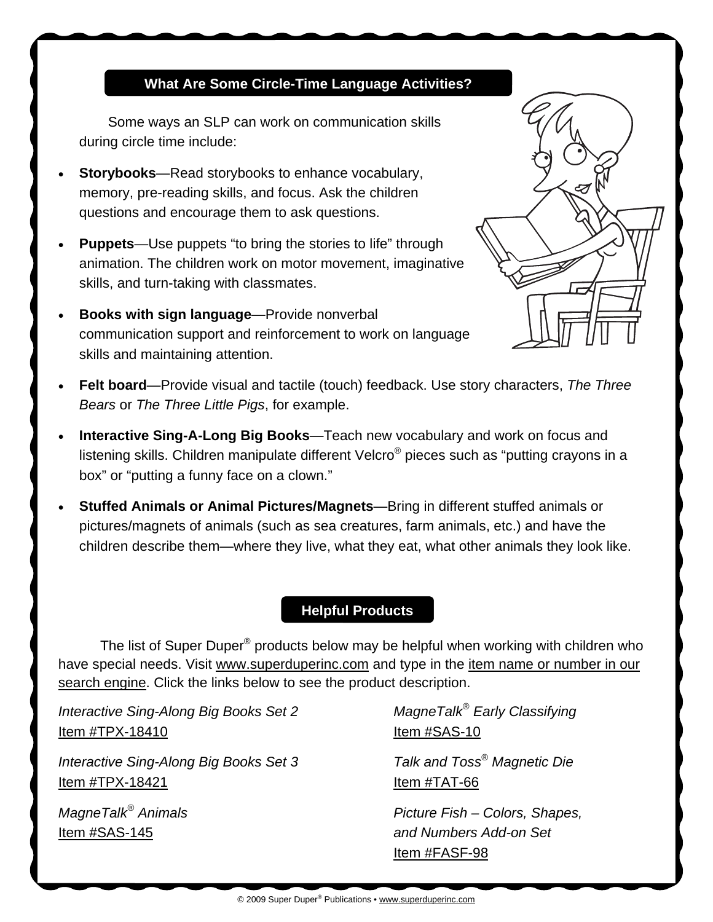## What Are Some Circle-Time Language Activities?

Some ways an SLP can work on communication skills during circle time include:

- **Storybooks**—Read storybooks to enhance vocabulary, memory, pre-reading skills, and focus. Ask the children questions and encourage them to ask questions.
- **Puppets**—Use puppets "to bring the stories to life" through animation. The children work on motor movement, imaginative skills, and turn-taking with classmates.
- **Books with sign language**—Provide nonverbal communication support and reinforcement to work on language skills and maintaining attention.
- **Felt board**—Provide visual and tactile (touch) feedback. Use story characters, *The Three Bears* or *The Three Little Pigs*, for example.
- **Interactive Sing-A-Long Big Books**—Teach new vocabulary and work on focus and listening skills. Children manipulate different Velcro® pieces such as "putting crayons in a box" or "putting a funny face on a clown."
- **Stuffed Animals or Animal Pictures/Magnets**—Bring in different stuffed animals or pictures/magnets of animals (such as sea creatures, farm animals, etc.) and have the children describe them—where they live, what they eat, what other animals they look like.

## Helpful Products

The list of Super Duper® products below may be helpful when working with children who have special needs. Visit www.superduperinc.com and type in the item name or number in our search engine. Click the links below to see the product description.

*Interactive Sing-Along Big Books Set 2*
Item #TPX-18410

*Interactive Sing-Along Big Books Set 3*
Item #TPX-18421

*MagneTalk® Animals*
Item #SAS-145

*MagneTalk® Early Classifying*
Item #SAS-10

*Talk and Toss® Magnetic Die*
Item #TAT-66

*Picture Fish – Colors, Shapes, and Numbers Add-on Set*
Item #FASF-98

© 2009 Super Duper® Publications • www.superduperinc.com